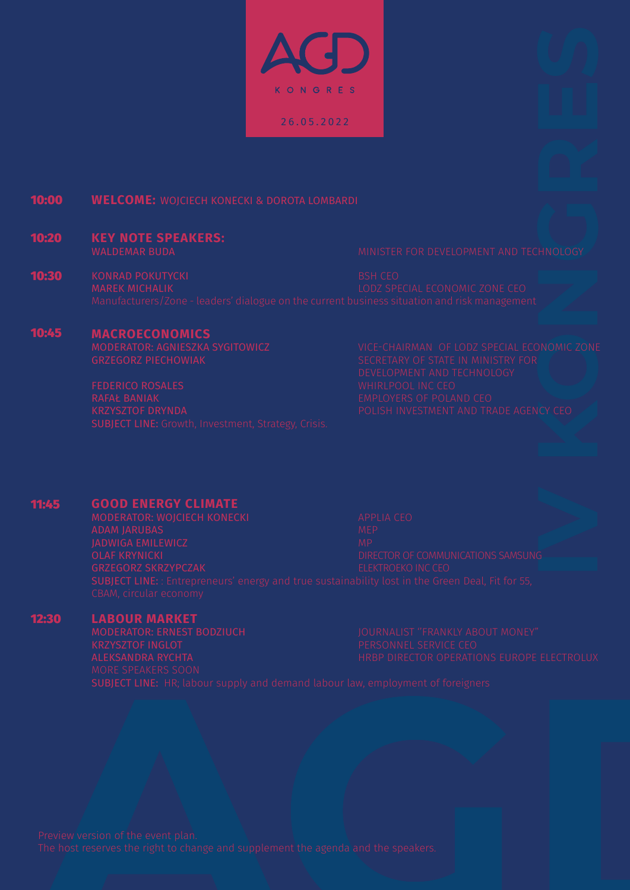# AGD KONGRES

26.05.2022

**10:00** **WELCOME:** WOJCIECH KONECKI & DOROTA LOMBARDI

**10:20** **KEY NOTE SPEAKERS:**
WALDEMAR BUDA — MINISTER FOR DEVELOPMENT AND TECHNOLOGY

**10:30** KONRAD POKUTYCKI — BSH CEO
MAREK MICHALIK — LODZ SPECIAL ECONOMIC ZONE CEO
Manufacturers/Zone - leaders' dialogue on the current business situation and risk management

**10:45** **MACROECONOMICS**
MODERATOR: AGNIESZKA SYGITOWICZ — VICE-CHAIRMAN OF LODZ SPECIAL ECONOMIC ZONE
GRZEGORZ PIECHOWIAK — SECRETARY OF STATE IN MINISTRY FOR DEVELOPMENT AND TECHNOLOGY
FEDERICO ROSALES — WHIRLPOOL INC CEO
RAFAŁ BANIAK — EMPLOYERS OF POLAND CEO
KRZYSZTOF DRYNDA — POLISH INVESTMENT AND TRADE AGENCY CEO
SUBJECT LINE: Growth, Investment, Strategy, Crisis.

**11:45** **GOOD ENERGY CLIMATE**
MODERATOR: WOJCIECH KONECKI — APPLIA CEO
ADAM JARUBAS — MEP
JADWIGA EMILEWICZ — MP
OLAF KRYNICKI — DIRECTOR OF COMMUNICATIONS SAMSUNG
GRZEGORZ SKRZYPCZAK — ELEKTROEKO INC CEO
SUBJECT LINE: : Entrepreneurs' energy and true sustainability lost in the Green Deal, Fit for 55, CBAM, circular economy

**12:30** **LABOUR MARKET**
MODERATOR: ERNEST BODZIUCH — JOURNALIST "FRANKLY ABOUT MONEY"
KRZYSZTOF INGLOT — PERSONNEL SERVICE CEO
ALEKSANDRA RYCHTA — HRBP DIRECTOR OPERATIONS EUROPE ELECTROLUX
MORE SPEAKERS SOON
SUBJECT LINE: HR; labour supply and demand labour law, employment of foreigners

Preview version of the event plan.
The host reserves the right to change and supplement the agenda and the speakers.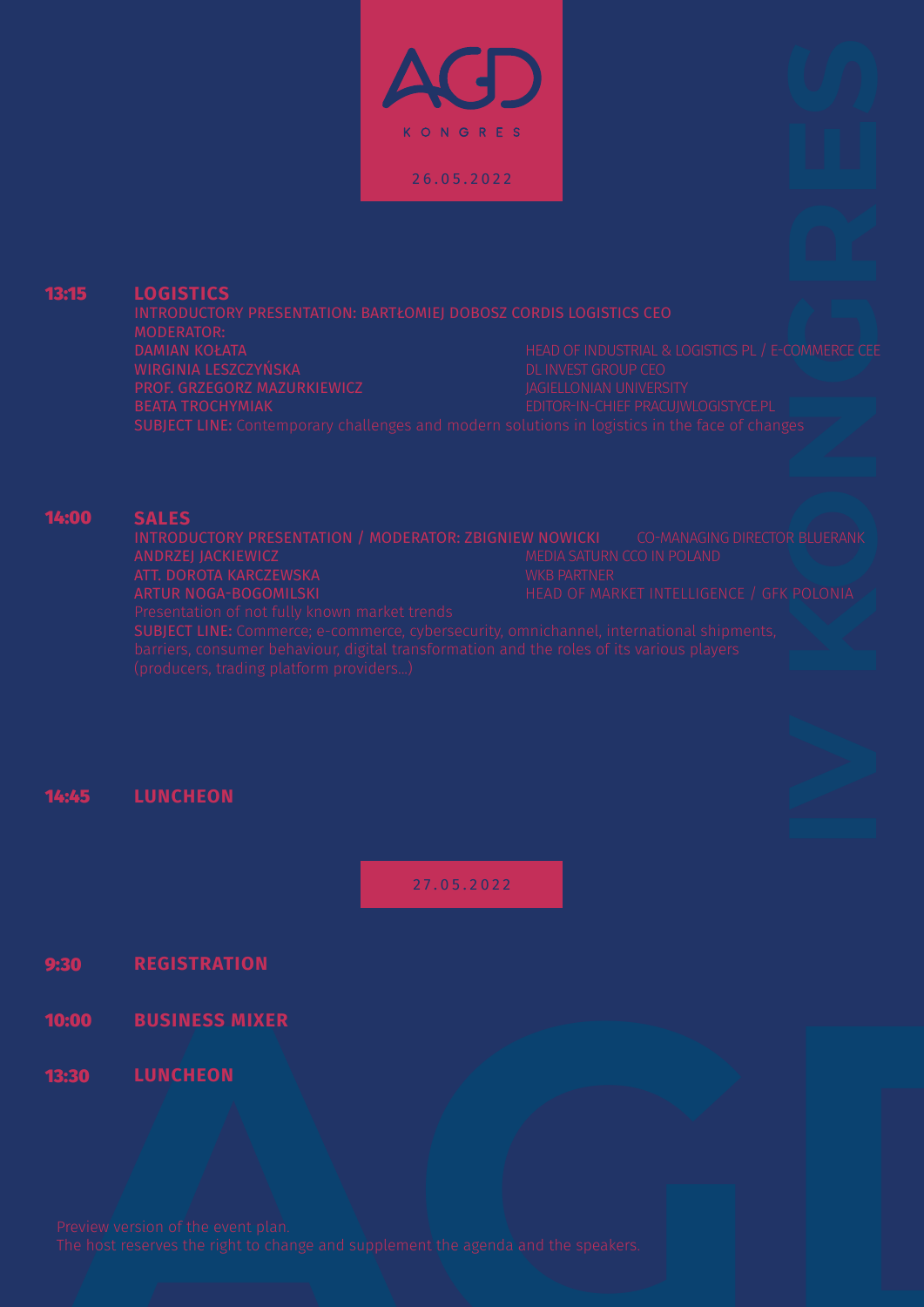AGD KONGRES

26.05.2022

**13:15** **LOGISTICS**

INTRODUCTORY PRESENTATION: BARTŁOMIEJ DOBOSZ CORDIS LOGISTICS CEO

MODERATOR:

DAMIAN KOŁATA — HEAD OF INDUSTRIAL & LOGISTICS PL / E-COMMERCE CEE

WIRGINIA LESZCZYŃSKA — DL INVEST GROUP CEO

PROF. GRZEGORZ MAZURKIEWICZ — JAGIELLONIAN UNIVERSITY

BEATA TROCHYMIAK — EDITOR-IN-CHIEF PRACUJWLOGISTYCE.PL

SUBJECT LINE: Contemporary challenges and modern solutions in logistics in the face of changes

**14:00** **SALES**

INTRODUCTORY PRESENTATION / MODERATOR: ZBIGNIEW NOWICKI — CO-MANAGING DIRECTOR BLUERANK

ANDRZEJ JACKIEWICZ — MEDIA SATURN CCO IN POLAND

ATT. DOROTA KARCZEWSKA — WKB PARTNER

ARTUR NOGA-BOGOMILSKI — HEAD OF MARKET INTELLIGENCE / GFK POLONIA

Presentation of not fully known market trends

SUBJECT LINE: Commerce; e-commerce, cybersecurity, omnichannel, international shipments, barriers, consumer behaviour, digital transformation and the roles of its various players (producers, trading platform providers...)

**14:45** **LUNCHEON**

27.05.2022

**9:30** **REGISTRATION**

**10:00** **BUSINESS MIXER**

**13:30** **LUNCHEON**

Preview version of the event plan.
The host reserves the right to change and supplement the agenda and the speakers.